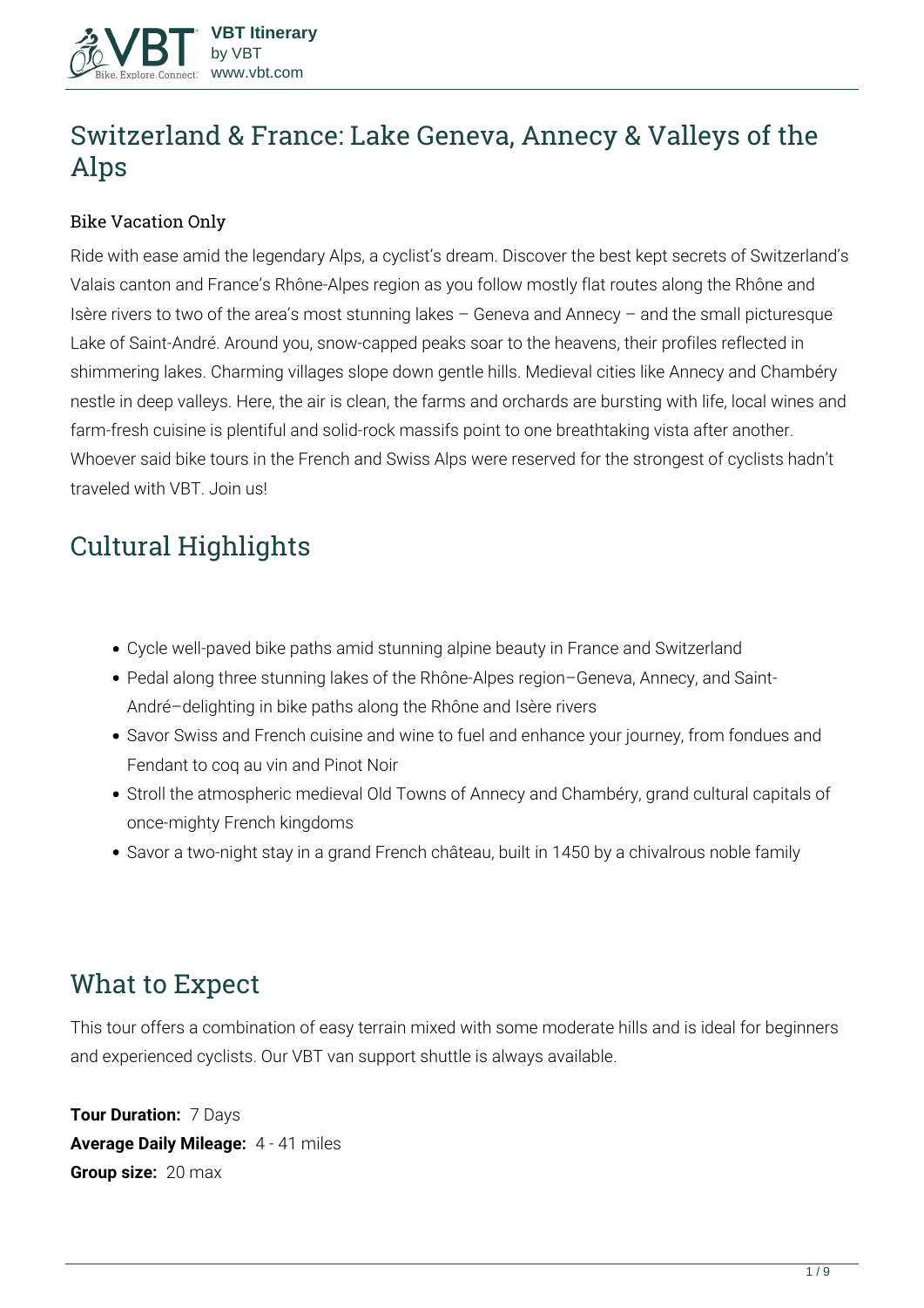# Switzerland & France: Lake Geneva, Annecy & Valleys of the Alps

### Bike Vacation Only

Ride with ease amid the legendary Alps, a cyclist's dream. Discover the best kept secrets of Switzerland's Valais canton and France's Rhône-Alpes region as you follow mostly flat routes along the Rhône and Isère rivers to two of the area's most stunning lakes – Geneva and Annecy – and the small picturesque Lake of Saint-André. Around you, snow-capped peaks soar to the heavens, their profiles reflected in shimmering lakes. Charming villages slope down gentle hills. Medieval cities like Annecy and Chambéry nestle in deep valleys. Here, the air is clean, the farms and orchards are bursting with life, local wines and farm-fresh cuisine is plentiful and solid-rock massifs point to one breathtaking vista after another. Whoever said bike tours in the French and Swiss Alps were reserved for the strongest of cyclists hadn't traveled with VBT. Join us!

## Cultural Highlights

- Cycle well-paved bike paths amid stunning alpine beauty in France and Switzerland
- Pedal along three stunning lakes of the Rhône-Alpes region–Geneva, Annecy, and Saint-André–delighting in bike paths along the Rhône and Isère rivers
- Savor Swiss and French cuisine and wine to fuel and enhance your journey, from fondues and Fendant to coq au vin and Pinot Noir
- Stroll the atmospheric medieval Old Towns of Annecy and Chambéry, grand cultural capitals of once-mighty French kingdoms
- Savor a two-night stay in a grand French château, built in 1450 by a chivalrous noble family

## What to Expect

This tour offers a combination of easy terrain mixed with some moderate hills and is ideal for beginners and experienced cyclists. Our VBT van support shuttle is always available.

**Tour Duration:** 7 Days
**Average Daily Mileage:** 4 - 41 miles
**Group size:** 20 max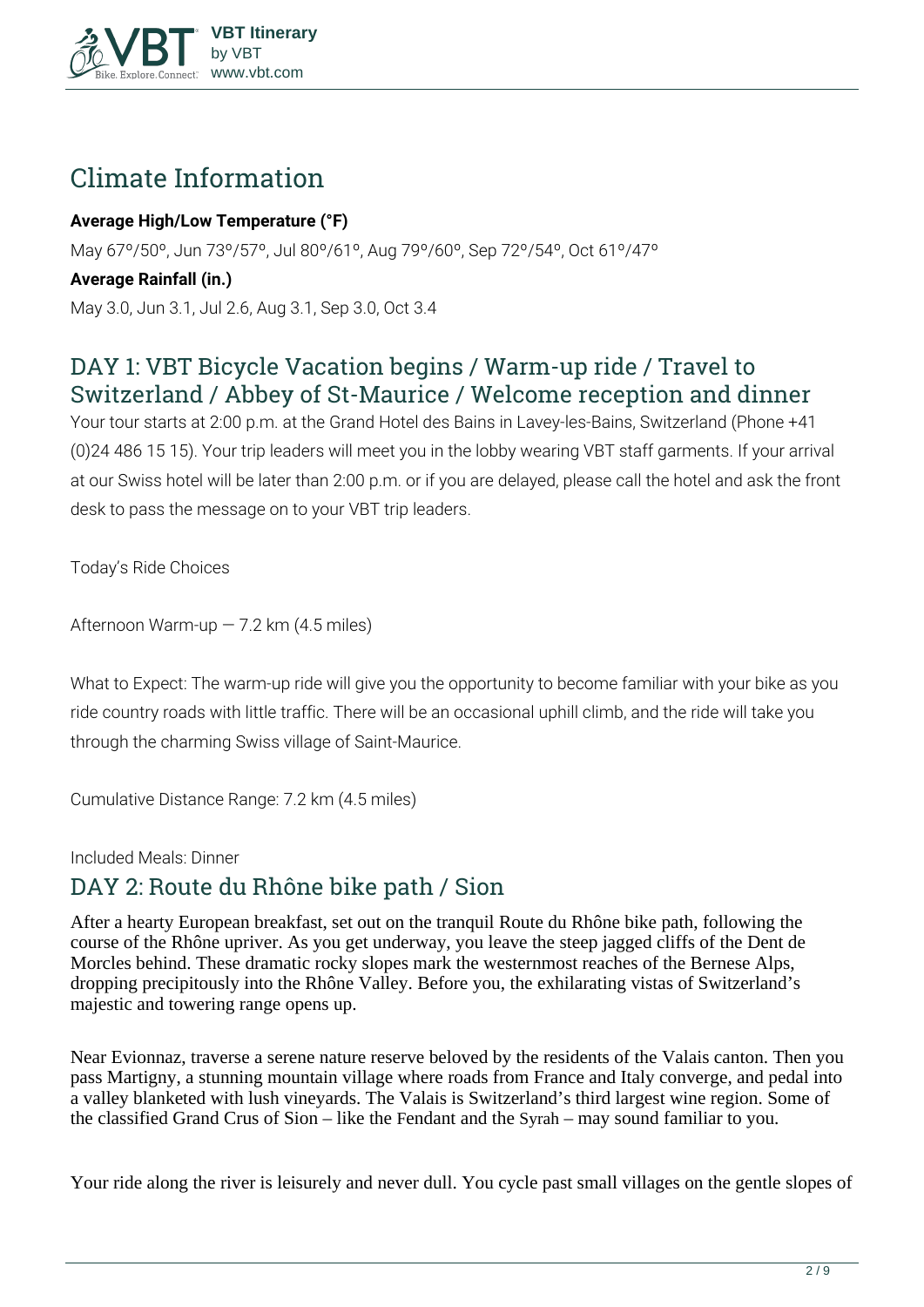## Climate Information

**Average High/Low Temperature (°F)**

May 67º/50º, Jun 73º/57º, Jul 80º/61º, Aug 79º/60º, Sep 72º/54º, Oct 61º/47º

**Average Rainfall (in.)**

May 3.0, Jun 3.1, Jul 2.6, Aug 3.1, Sep 3.0, Oct 3.4

## DAY 1: VBT Bicycle Vacation begins / Warm-up ride / Travel to Switzerland / Abbey of St-Maurice / Welcome reception and dinner

Your tour starts at 2:00 p.m. at the Grand Hotel des Bains in Lavey-les-Bains, Switzerland (Phone +41 (0)24 486 15 15). Your trip leaders will meet you in the lobby wearing VBT staff garments. If your arrival at our Swiss hotel will be later than 2:00 p.m. or if you are delayed, please call the hotel and ask the front desk to pass the message on to your VBT trip leaders.

Today's Ride Choices

Afternoon Warm-up — 7.2 km (4.5 miles)

What to Expect: The warm-up ride will give you the opportunity to become familiar with your bike as you ride country roads with little traffic. There will be an occasional uphill climb, and the ride will take you through the charming Swiss village of Saint-Maurice.

Cumulative Distance Range: 7.2 km (4.5 miles)

Included Meals: Dinner

## DAY 2: Route du Rhône bike path / Sion

After a hearty European breakfast, set out on the tranquil Route du Rhône bike path, following the course of the Rhône upriver. As you get underway, you leave the steep jagged cliffs of the Dent de Morcles behind. These dramatic rocky slopes mark the westernmost reaches of the Bernese Alps, dropping precipitously into the Rhône Valley. Before you, the exhilarating vistas of Switzerland's majestic and towering range opens up.

Near Evionnaz, traverse a serene nature reserve beloved by the residents of the Valais canton. Then you pass Martigny, a stunning mountain village where roads from France and Italy converge, and pedal into a valley blanketed with lush vineyards. The Valais is Switzerland's third largest wine region. Some of the classified Grand Crus of Sion – like the Fendant and the Syrah – may sound familiar to you.

Your ride along the river is leisurely and never dull. You cycle past small villages on the gentle slopes of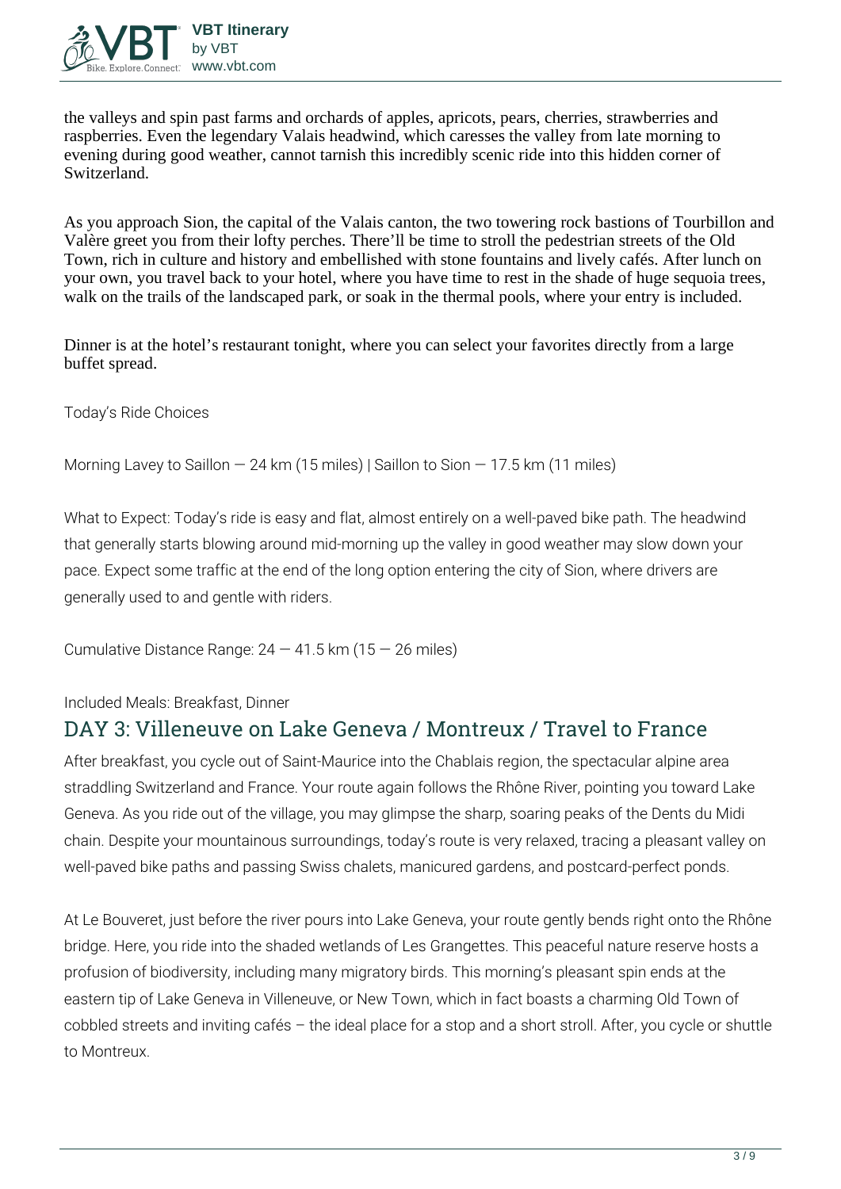the valleys and spin past farms and orchards of apples, apricots, pears, cherries, strawberries and raspberries. Even the legendary Valais headwind, which caresses the valley from late morning to evening during good weather, cannot tarnish this incredibly scenic ride into this hidden corner of Switzerland.

As you approach Sion, the capital of the Valais canton, the two towering rock bastions of Tourbillon and Valère greet you from their lofty perches. There'll be time to stroll the pedestrian streets of the Old Town, rich in culture and history and embellished with stone fountains and lively cafés. After lunch on your own, you travel back to your hotel, where you have time to rest in the shade of huge sequoia trees, walk on the trails of the landscaped park, or soak in the thermal pools, where your entry is included.

Dinner is at the hotel's restaurant tonight, where you can select your favorites directly from a large buffet spread.

Today's Ride Choices

Morning Lavey to Saillon — 24 km (15 miles) | Saillon to Sion — 17.5 km (11 miles)

What to Expect: Today's ride is easy and flat, almost entirely on a well-paved bike path. The headwind that generally starts blowing around mid-morning up the valley in good weather may slow down your pace. Expect some traffic at the end of the long option entering the city of Sion, where drivers are generally used to and gentle with riders.

Cumulative Distance Range: 24 — 41.5 km (15 — 26 miles)

Included Meals: Breakfast, Dinner

## DAY 3: Villeneuve on Lake Geneva / Montreux / Travel to France

After breakfast, you cycle out of Saint-Maurice into the Chablais region, the spectacular alpine area straddling Switzerland and France. Your route again follows the Rhône River, pointing you toward Lake Geneva. As you ride out of the village, you may glimpse the sharp, soaring peaks of the Dents du Midi chain. Despite your mountainous surroundings, today's route is very relaxed, tracing a pleasant valley on well-paved bike paths and passing Swiss chalets, manicured gardens, and postcard-perfect ponds.

At Le Bouveret, just before the river pours into Lake Geneva, your route gently bends right onto the Rhône bridge. Here, you ride into the shaded wetlands of Les Grangettes. This peaceful nature reserve hosts a profusion of biodiversity, including many migratory birds. This morning's pleasant spin ends at the eastern tip of Lake Geneva in Villeneuve, or New Town, which in fact boasts a charming Old Town of cobbled streets and inviting cafés – the ideal place for a stop and a short stroll. After, you cycle or shuttle to Montreux.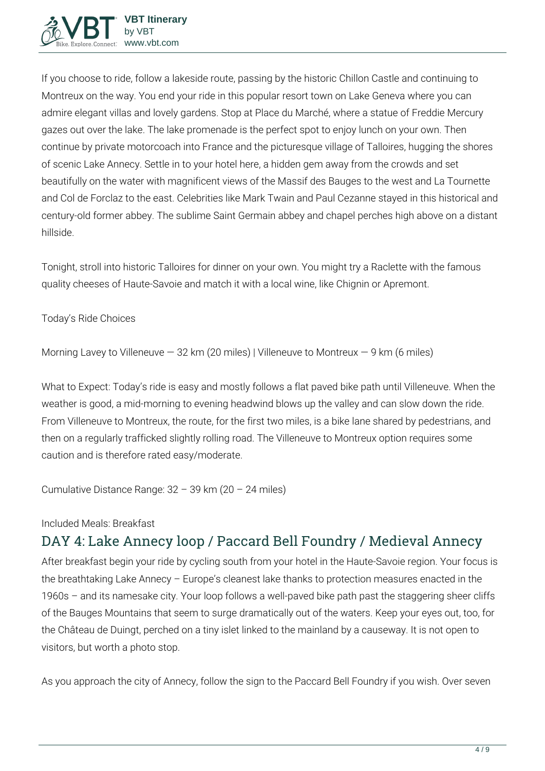If you choose to ride, follow a lakeside route, passing by the historic Chillon Castle and continuing to Montreux on the way. You end your ride in this popular resort town on Lake Geneva where you can admire elegant villas and lovely gardens. Stop at Place du Marché, where a statue of Freddie Mercury gazes out over the lake. The lake promenade is the perfect spot to enjoy lunch on your own. Then continue by private motorcoach into France and the picturesque village of Talloires, hugging the shores of scenic Lake Annecy. Settle in to your hotel here, a hidden gem away from the crowds and set beautifully on the water with magnificent views of the Massif des Bauges to the west and La Tournette and Col de Forclaz to the east. Celebrities like Mark Twain and Paul Cezanne stayed in this historical and century-old former abbey. The sublime Saint Germain abbey and chapel perches high above on a distant hillside.

Tonight, stroll into historic Talloires for dinner on your own. You might try a Raclette with the famous quality cheeses of Haute-Savoie and match it with a local wine, like Chignin or Apremont.

Today's Ride Choices

Morning Lavey to Villeneuve — 32 km (20 miles) | Villeneuve to Montreux — 9 km (6 miles)

What to Expect: Today's ride is easy and mostly follows a flat paved bike path until Villeneuve. When the weather is good, a mid-morning to evening headwind blows up the valley and can slow down the ride. From Villeneuve to Montreux, the route, for the first two miles, is a bike lane shared by pedestrians, and then on a regularly trafficked slightly rolling road. The Villeneuve to Montreux option requires some caution and is therefore rated easy/moderate.

Cumulative Distance Range: 32 – 39 km (20 – 24 miles)

Included Meals: Breakfast

## DAY 4: Lake Annecy loop / Paccard Bell Foundry / Medieval Annecy

After breakfast begin your ride by cycling south from your hotel in the Haute-Savoie region. Your focus is the breathtaking Lake Annecy – Europe's cleanest lake thanks to protection measures enacted in the 1960s – and its namesake city. Your loop follows a well-paved bike path past the staggering sheer cliffs of the Bauges Mountains that seem to surge dramatically out of the waters. Keep your eyes out, too, for the Château de Duingt, perched on a tiny islet linked to the mainland by a causeway. It is not open to visitors, but worth a photo stop.

As you approach the city of Annecy, follow the sign to the Paccard Bell Foundry if you wish. Over seven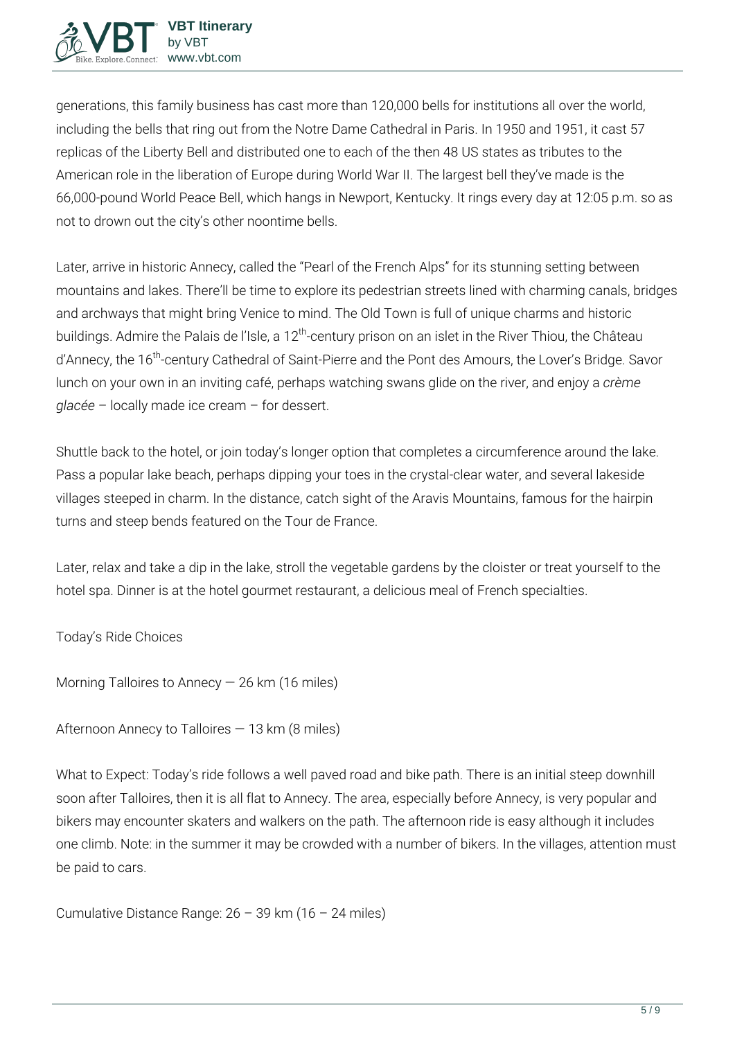generations, this family business has cast more than 120,000 bells for institutions all over the world, including the bells that ring out from the Notre Dame Cathedral in Paris. In 1950 and 1951, it cast 57 replicas of the Liberty Bell and distributed one to each of the then 48 US states as tributes to the American role in the liberation of Europe during World War II. The largest bell they've made is the 66,000-pound World Peace Bell, which hangs in Newport, Kentucky. It rings every day at 12:05 p.m. so as not to drown out the city's other noontime bells.

Later, arrive in historic Annecy, called the "Pearl of the French Alps" for its stunning setting between mountains and lakes. There'll be time to explore its pedestrian streets lined with charming canals, bridges and archways that might bring Venice to mind. The Old Town is full of unique charms and historic buildings. Admire the Palais de l'Isle, a 12th-century prison on an islet in the River Thiou, the Château d'Annecy, the 16th-century Cathedral of Saint-Pierre and the Pont des Amours, the Lover's Bridge. Savor lunch on your own in an inviting café, perhaps watching swans glide on the river, and enjoy a *crème glacée* – locally made ice cream – for dessert.

Shuttle back to the hotel, or join today's longer option that completes a circumference around the lake. Pass a popular lake beach, perhaps dipping your toes in the crystal-clear water, and several lakeside villages steeped in charm. In the distance, catch sight of the Aravis Mountains, famous for the hairpin turns and steep bends featured on the Tour de France.

Later, relax and take a dip in the lake, stroll the vegetable gardens by the cloister or treat yourself to the hotel spa. Dinner is at the hotel gourmet restaurant, a delicious meal of French specialties.

Today's Ride Choices

Morning Talloires to Annecy — 26 km (16 miles)

Afternoon Annecy to Talloires — 13 km (8 miles)

What to Expect: Today's ride follows a well paved road and bike path. There is an initial steep downhill soon after Talloires, then it is all flat to Annecy. The area, especially before Annecy, is very popular and bikers may encounter skaters and walkers on the path. The afternoon ride is easy although it includes one climb. Note: in the summer it may be crowded with a number of bikers. In the villages, attention must be paid to cars.

Cumulative Distance Range: 26 – 39 km (16 – 24 miles)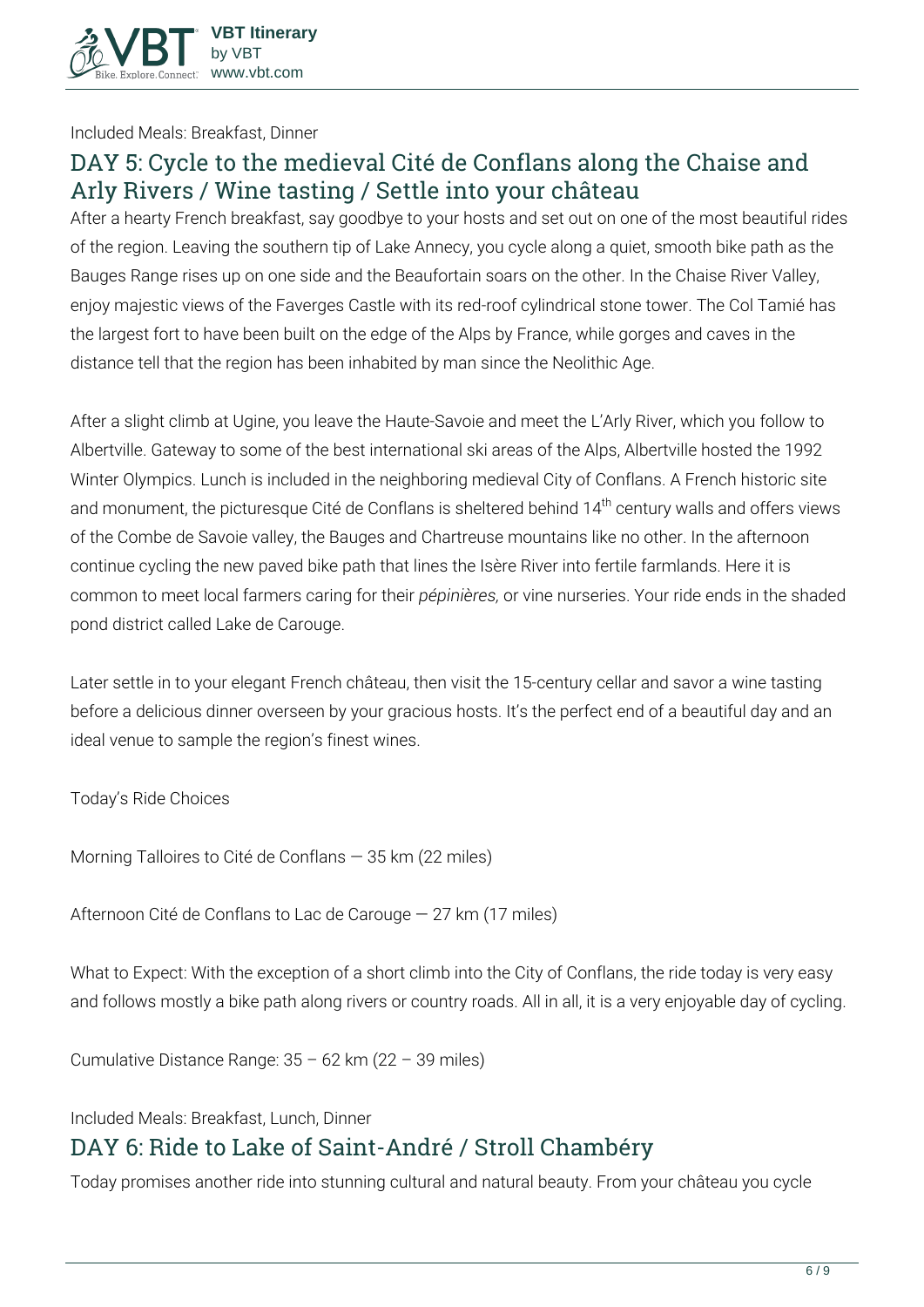Included Meals: Breakfast, Dinner

## DAY 5: Cycle to the medieval Cité de Conflans along the Chaise and Arly Rivers / Wine tasting / Settle into your château

After a hearty French breakfast, say goodbye to your hosts and set out on one of the most beautiful rides of the region. Leaving the southern tip of Lake Annecy, you cycle along a quiet, smooth bike path as the Bauges Range rises up on one side and the Beaufortain soars on the other. In the Chaise River Valley, enjoy majestic views of the Faverges Castle with its red-roof cylindrical stone tower. The Col Tamié has the largest fort to have been built on the edge of the Alps by France, while gorges and caves in the distance tell that the region has been inhabited by man since the Neolithic Age.

After a slight climb at Ugine, you leave the Haute-Savoie and meet the L'Arly River, which you follow to Albertville. Gateway to some of the best international ski areas of the Alps, Albertville hosted the 1992 Winter Olympics. Lunch is included in the neighboring medieval City of Conflans. A French historic site and monument, the picturesque Cité de Conflans is sheltered behind 14th century walls and offers views of the Combe de Savoie valley, the Bauges and Chartreuse mountains like no other. In the afternoon continue cycling the new paved bike path that lines the Isère River into fertile farmlands. Here it is common to meet local farmers caring for their *pépinières,* or vine nurseries. Your ride ends in the shaded pond district called Lake de Carouge.

Later settle in to your elegant French château, then visit the 15-century cellar and savor a wine tasting before a delicious dinner overseen by your gracious hosts. It's the perfect end of a beautiful day and an ideal venue to sample the region's finest wines.

Today's Ride Choices

Morning Talloires to Cité de Conflans — 35 km (22 miles)

Afternoon Cité de Conflans to Lac de Carouge — 27 km (17 miles)

What to Expect: With the exception of a short climb into the City of Conflans, the ride today is very easy and follows mostly a bike path along rivers or country roads. All in all, it is a very enjoyable day of cycling.

Cumulative Distance Range: 35 – 62 km (22 – 39 miles)

Included Meals: Breakfast, Lunch, Dinner

## DAY 6: Ride to Lake of Saint-André / Stroll Chambéry

Today promises another ride into stunning cultural and natural beauty. From your château you cycle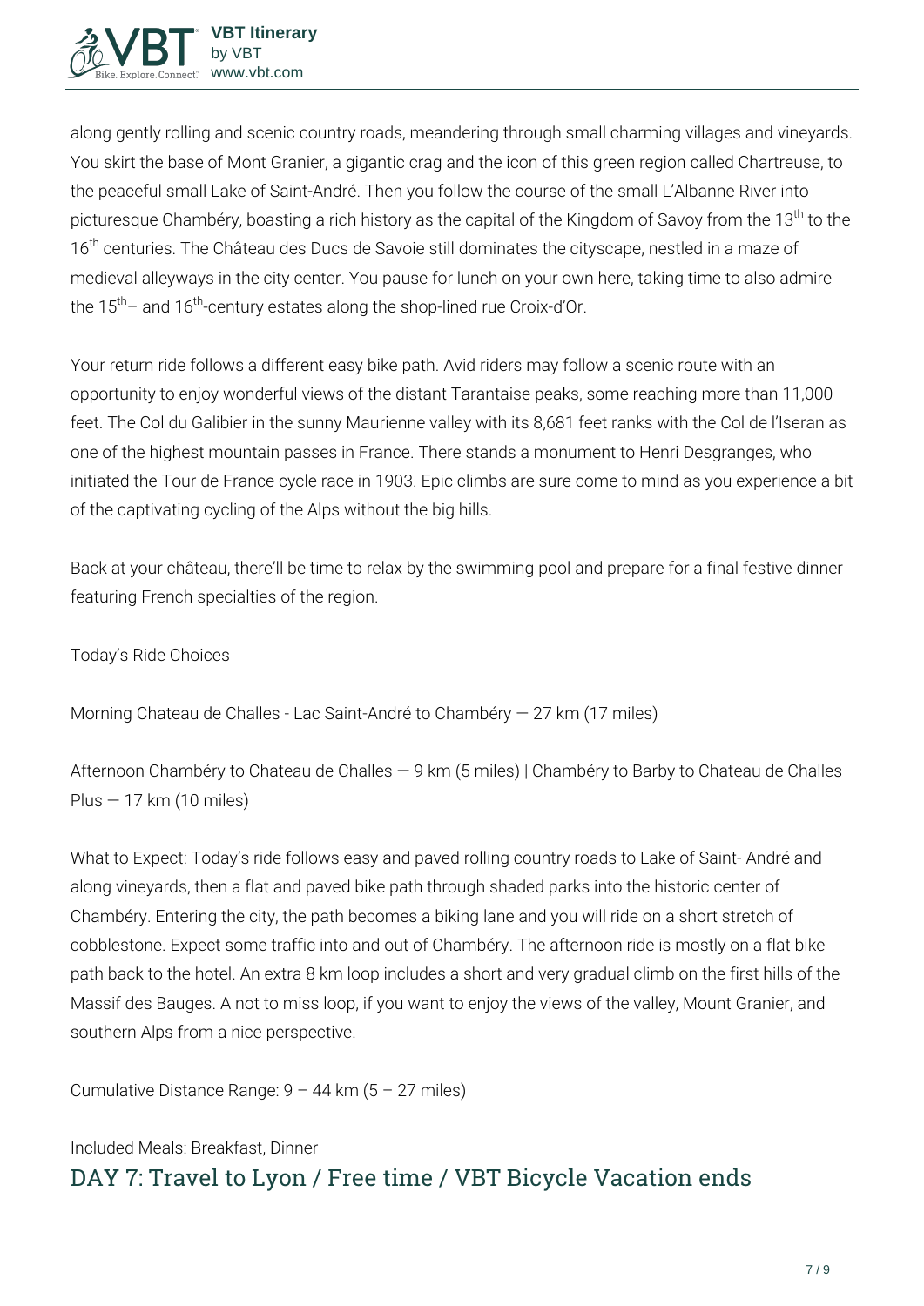along gently rolling and scenic country roads, meandering through small charming villages and vineyards. You skirt the base of Mont Granier, a gigantic crag and the icon of this green region called Chartreuse, to the peaceful small Lake of Saint-André. Then you follow the course of the small L'Albanne River into picturesque Chambéry, boasting a rich history as the capital of the Kingdom of Savoy from the 13th to the 16th centuries. The Château des Ducs de Savoie still dominates the cityscape, nestled in a maze of medieval alleyways in the city center. You pause for lunch on your own here, taking time to also admire the 15th– and 16th-century estates along the shop-lined rue Croix-d'Or.

Your return ride follows a different easy bike path. Avid riders may follow a scenic route with an opportunity to enjoy wonderful views of the distant Tarantaise peaks, some reaching more than 11,000 feet. The Col du Galibier in the sunny Maurienne valley with its 8,681 feet ranks with the Col de l'Iseran as one of the highest mountain passes in France. There stands a monument to Henri Desgranges, who initiated the Tour de France cycle race in 1903. Epic climbs are sure come to mind as you experience a bit of the captivating cycling of the Alps without the big hills.

Back at your château, there'll be time to relax by the swimming pool and prepare for a final festive dinner featuring French specialties of the region.

Today's Ride Choices

Morning Chateau de Challes - Lac Saint-André to Chambéry — 27 km (17 miles)

Afternoon Chambéry to Chateau de Challes — 9 km (5 miles) | Chambéry to Barby to Chateau de Challes Plus — 17 km (10 miles)

What to Expect: Today's ride follows easy and paved rolling country roads to Lake of Saint- André and along vineyards, then a flat and paved bike path through shaded parks into the historic center of Chambéry. Entering the city, the path becomes a biking lane and you will ride on a short stretch of cobblestone. Expect some traffic into and out of Chambéry. The afternoon ride is mostly on a flat bike path back to the hotel. An extra 8 km loop includes a short and very gradual climb on the first hills of the Massif des Bauges. A not to miss loop, if you want to enjoy the views of the valley, Mount Granier, and southern Alps from a nice perspective.

Cumulative Distance Range: 9 – 44 km (5 – 27 miles)

Included Meals: Breakfast, Dinner

## DAY 7: Travel to Lyon / Free time / VBT Bicycle Vacation ends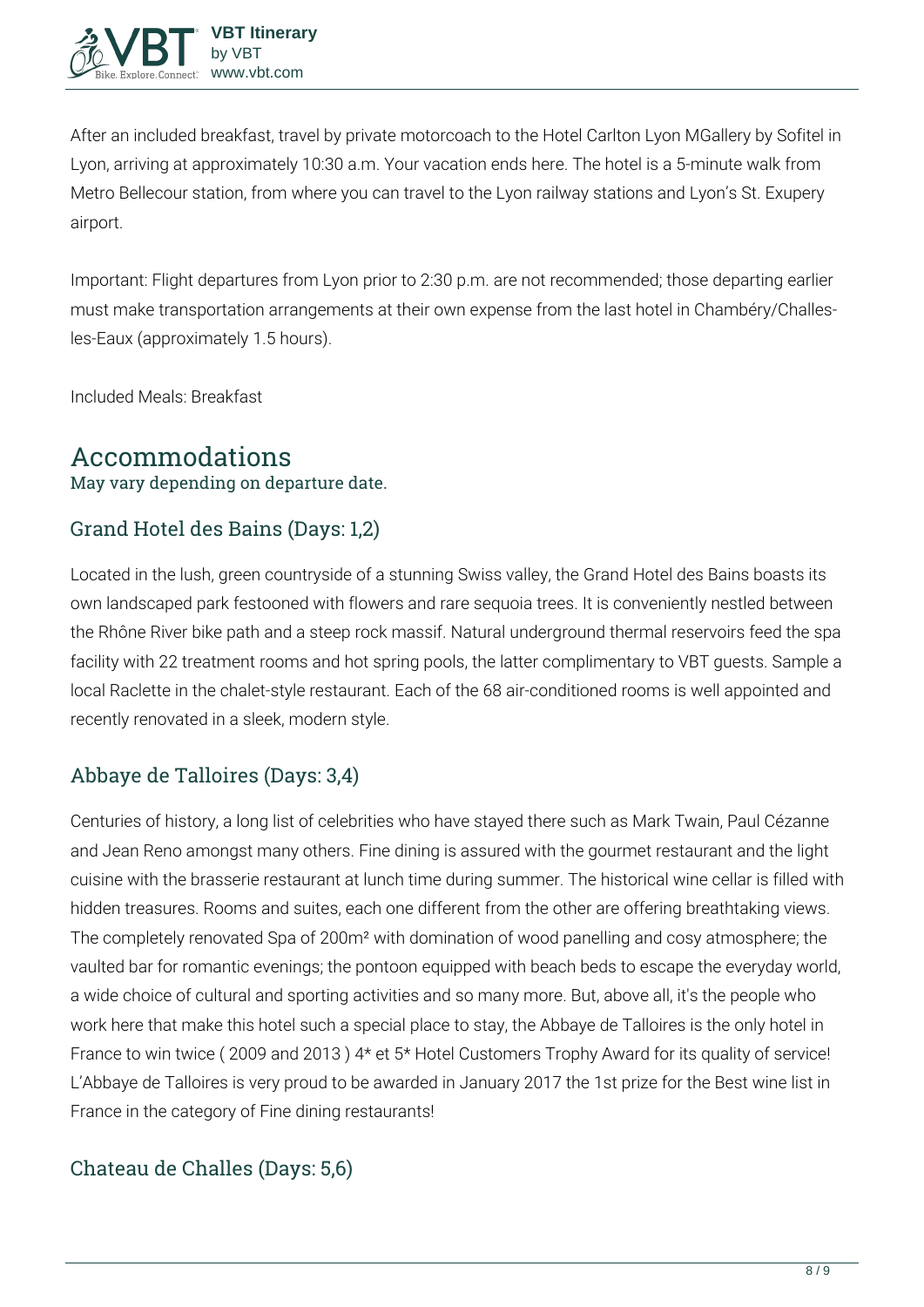After an included breakfast, travel by private motorcoach to the Hotel Carlton Lyon MGallery by Sofitel in Lyon, arriving at approximately 10:30 a.m. Your vacation ends here. The hotel is a 5-minute walk from Metro Bellecour station, from where you can travel to the Lyon railway stations and Lyon's St. Exupery airport.

Important: Flight departures from Lyon prior to 2:30 p.m. are not recommended; those departing earlier must make transportation arrangements at their own expense from the last hotel in Chambéry/Challes-les-Eaux (approximately 1.5 hours).

Included Meals: Breakfast

# Accommodations

May vary depending on departure date.

## Grand Hotel des Bains (Days: 1,2)

Located in the lush, green countryside of a stunning Swiss valley, the Grand Hotel des Bains boasts its own landscaped park festooned with flowers and rare sequoia trees. It is conveniently nestled between the Rhône River bike path and a steep rock massif. Natural underground thermal reservoirs feed the spa facility with 22 treatment rooms and hot spring pools, the latter complimentary to VBT guests. Sample a local Raclette in the chalet-style restaurant. Each of the 68 air-conditioned rooms is well appointed and recently renovated in a sleek, modern style.

## Abbaye de Talloires (Days: 3,4)

Centuries of history, a long list of celebrities who have stayed there such as Mark Twain, Paul Cézanne and Jean Reno amongst many others. Fine dining is assured with the gourmet restaurant and the light cuisine with the brasserie restaurant at lunch time during summer. The historical wine cellar is filled with hidden treasures. Rooms and suites, each one different from the other are offering breathtaking views. The completely renovated Spa of 200m² with domination of wood panelling and cosy atmosphere; the vaulted bar for romantic evenings; the pontoon equipped with beach beds to escape the everyday world, a wide choice of cultural and sporting activities and so many more. But, above all, it's the people who work here that make this hotel such a special place to stay, the Abbaye de Talloires is the only hotel in France to win twice ( 2009 and 2013 ) 4* et 5* Hotel Customers Trophy Award for its quality of service! L'Abbaye de Talloires is very proud to be awarded in January 2017 the 1st prize for the Best wine list in France in the category of Fine dining restaurants!

## Chateau de Challes (Days: 5,6)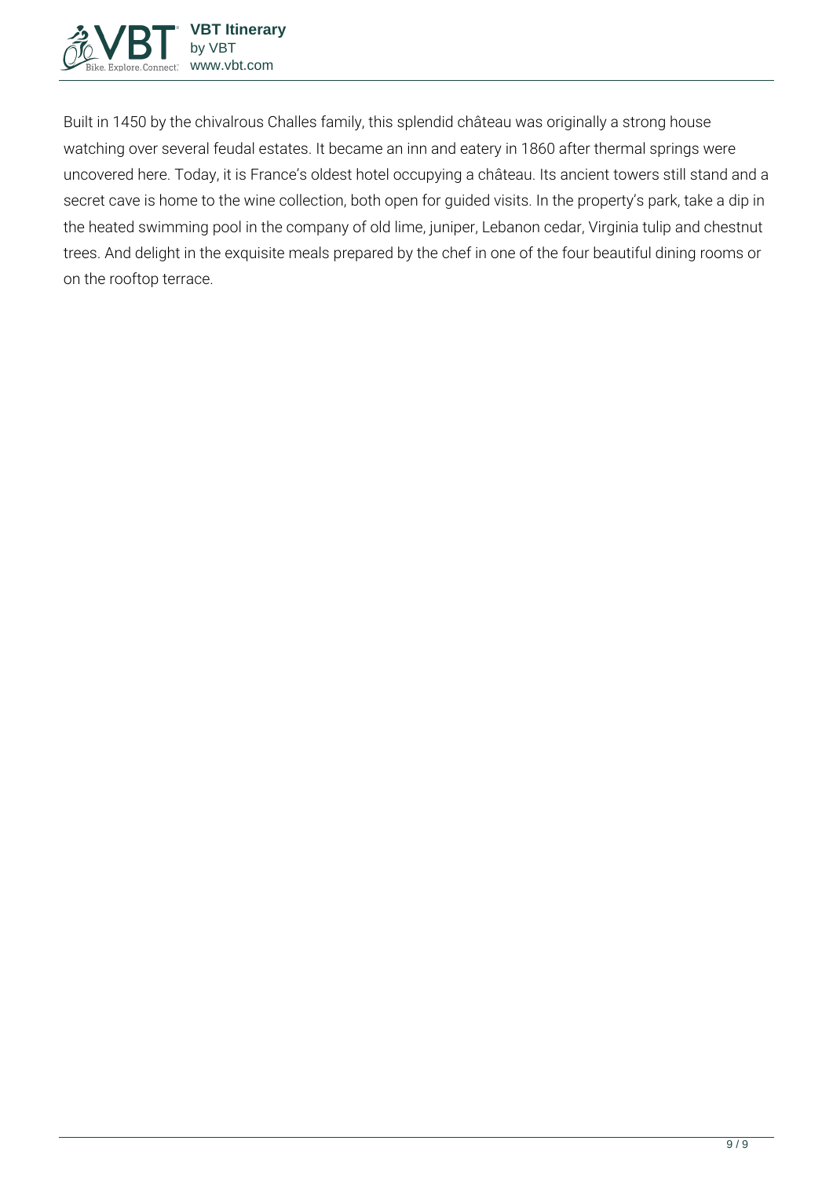Built in 1450 by the chivalrous Challes family, this splendid château was originally a strong house watching over several feudal estates. It became an inn and eatery in 1860 after thermal springs were uncovered here. Today, it is France's oldest hotel occupying a château. Its ancient towers still stand and a secret cave is home to the wine collection, both open for guided visits. In the property's park, take a dip in the heated swimming pool in the company of old lime, juniper, Lebanon cedar, Virginia tulip and chestnut trees. And delight in the exquisite meals prepared by the chef in one of the four beautiful dining rooms or on the rooftop terrace.